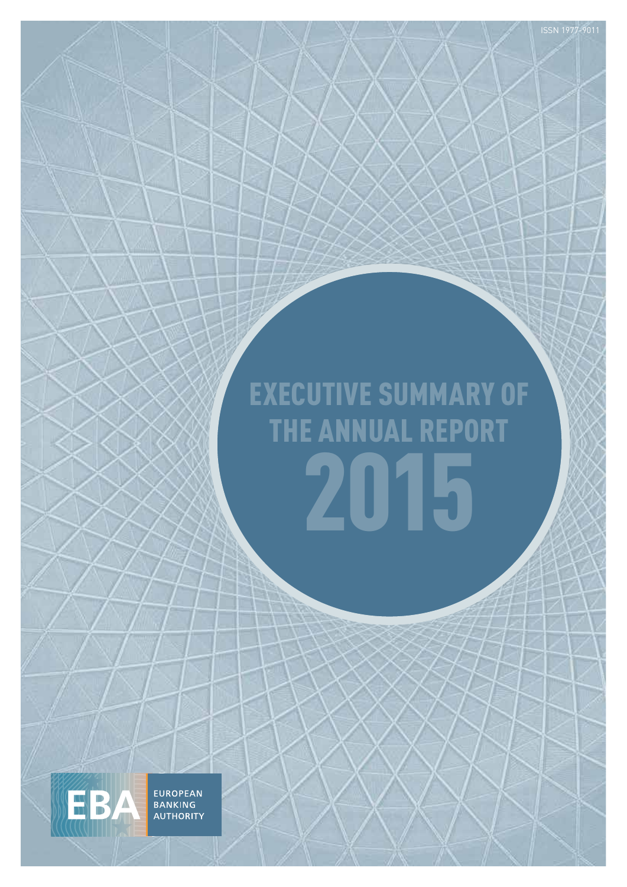ISSN 1977-9011

# EXECUTIVE SUMMARY OF THE ANNUAL REPORT 2015

EBA EUROPEAN BANKING AUTHORITY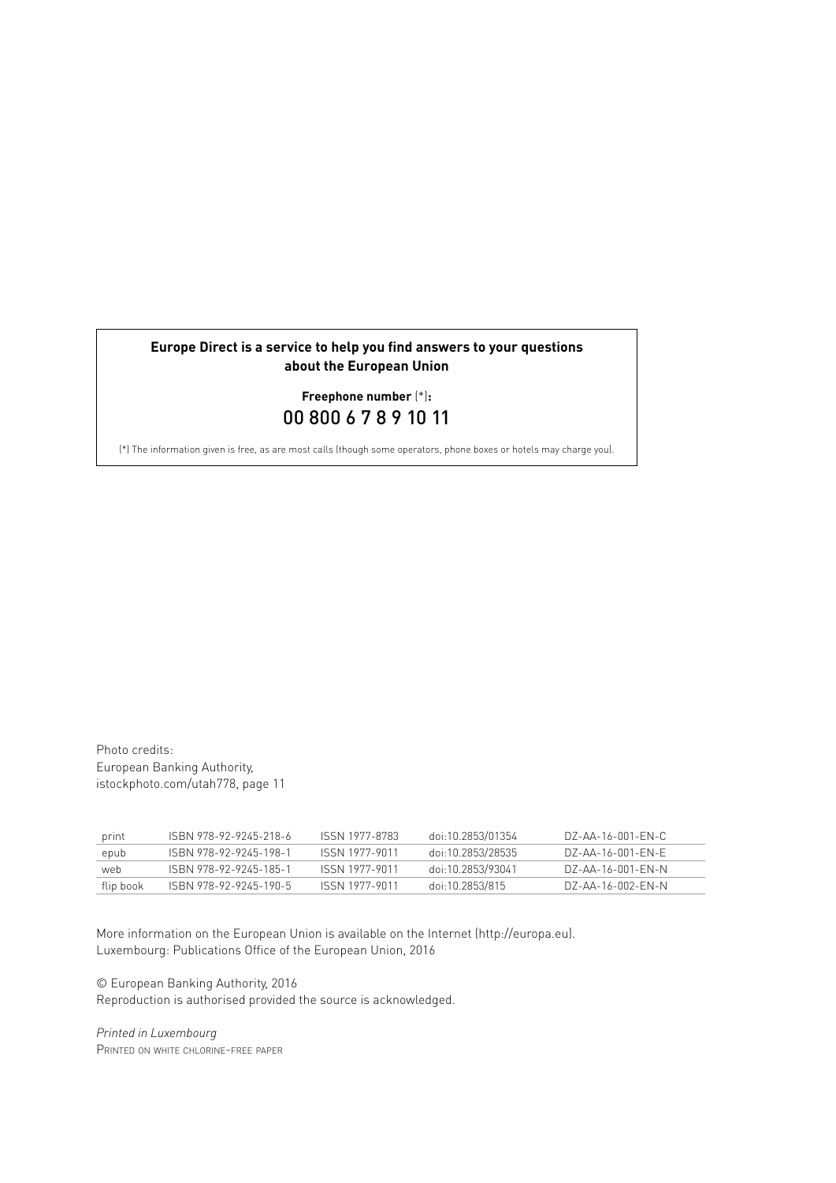**Europe Direct is a service to help you find answers to your questions about the European Union**

**Freephone number** (*)**:**
00 800 6 7 8 9 10 11

(*) The information given is free, as are most calls (though some operators, phone boxes or hotels may charge you).

Photo credits:
European Banking Authority,
istockphoto.com/utah778, page 11

| print | ISBN 978-92-9245-218-6 | ISSN 1977-8783 | doi:10.2853/01354 | DZ-AA-16-001-EN-C |
|---|---|---|---|---|
| epub | ISBN 978-92-9245-198-1 | ISSN 1977-9011 | doi:10.2853/28535 | DZ-AA-16-001-EN-E |
| web | ISBN 978-92-9245-185-1 | ISSN 1977-9011 | doi:10.2853/93041 | DZ-AA-16-001-EN-N |
| flip book | ISBN 978-92-9245-190-5 | ISSN 1977-9011 | doi:10.2853/815 | DZ-AA-16-002-EN-N |

More information on the European Union is available on the Internet (http://europa.eu).
Luxembourg: Publications Office of the European Union, 2016

© European Banking Authority, 2016
Reproduction is authorised provided the source is acknowledged.

*Printed in Luxembourg*
PRINTED ON WHITE CHLORINE-FREE PAPER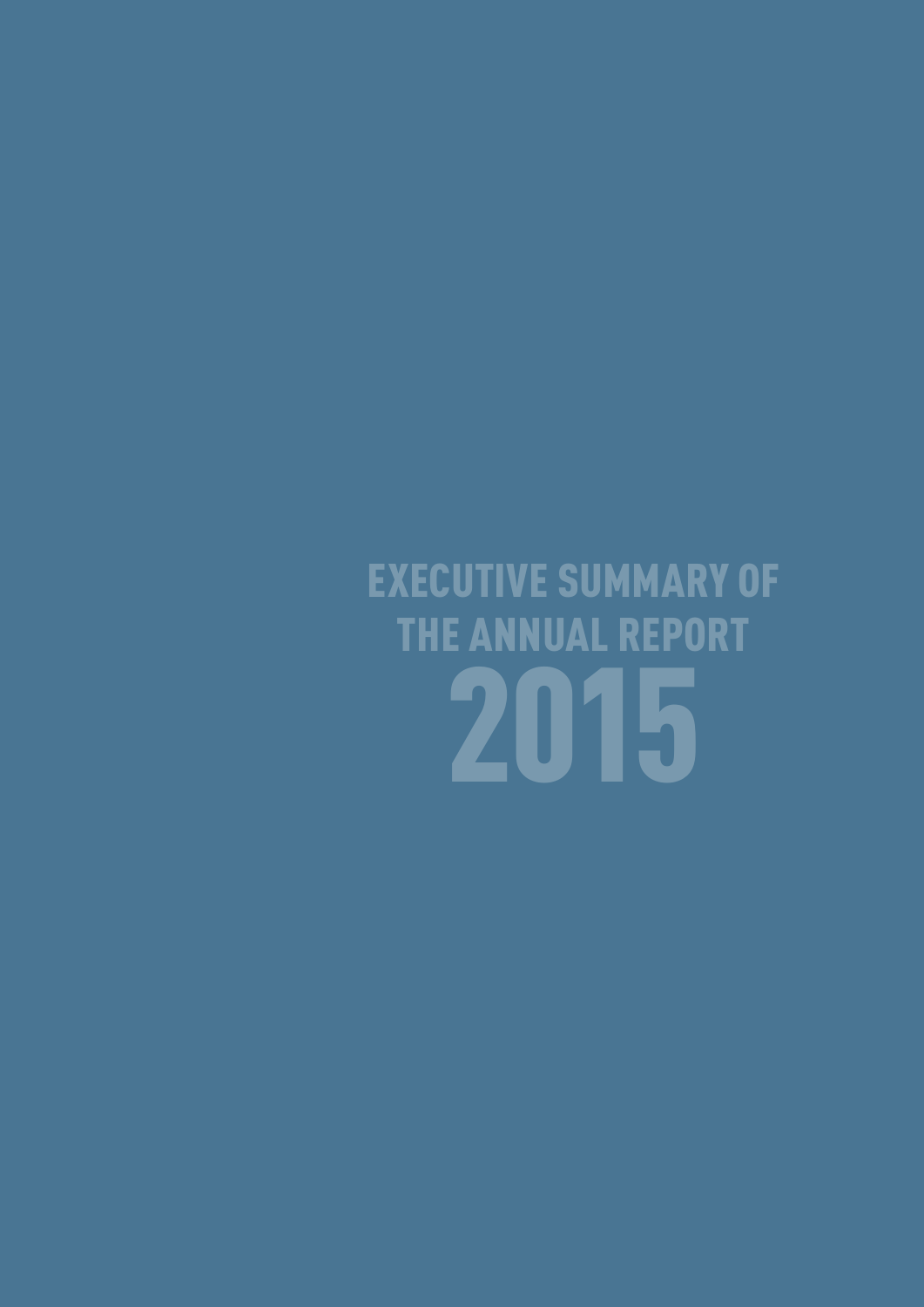# EXECUTIVE SUMMARY OF THE ANNUAL REPORT 2015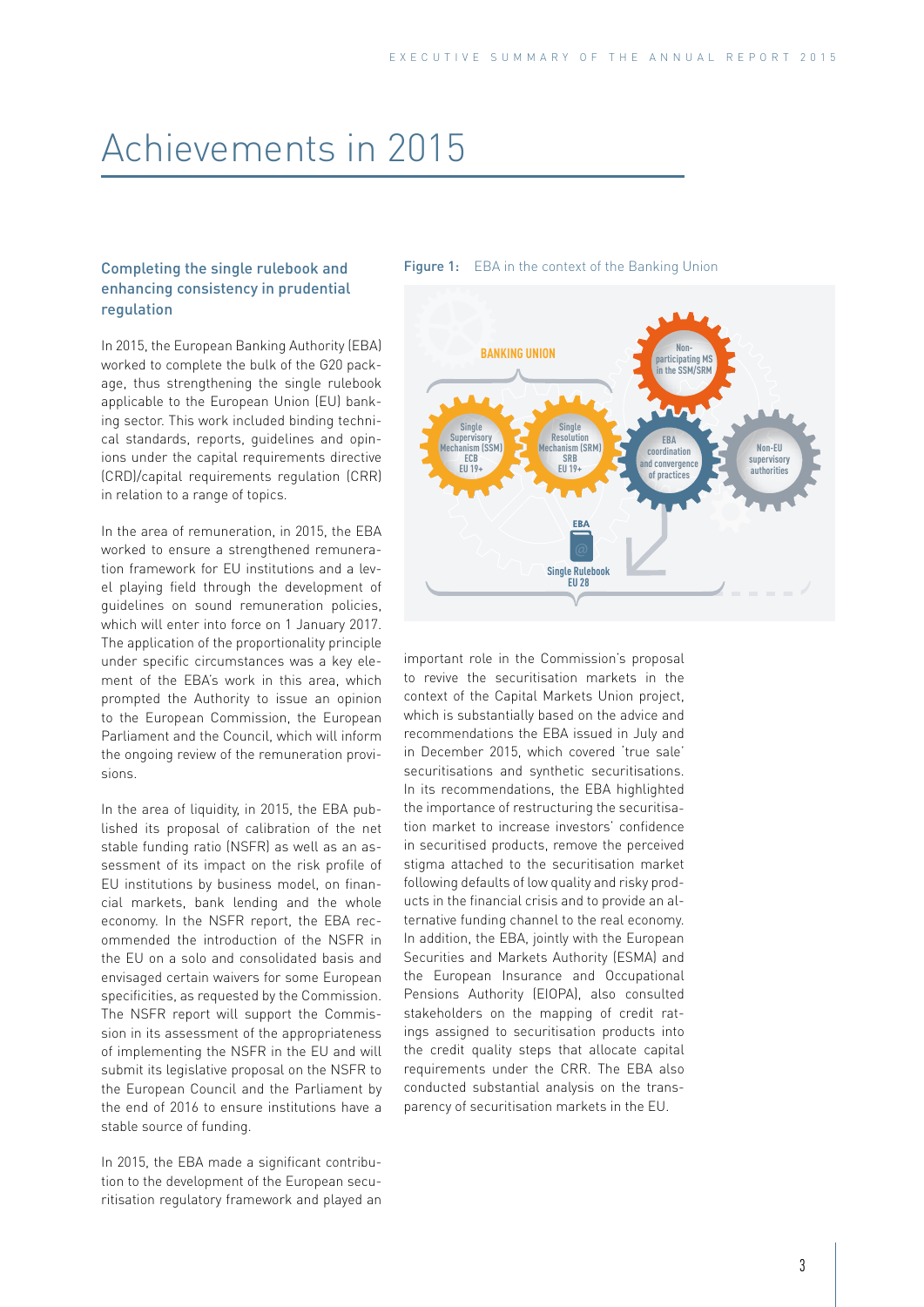# Achievements in 2015

## Completing the single rulebook and enhancing consistency in prudential regulation

In 2015, the European Banking Authority (EBA) worked to complete the bulk of the G20 package, thus strengthening the single rulebook applicable to the European Union (EU) banking sector. This work included binding technical standards, reports, guidelines and opinions under the capital requirements directive (CRD)/capital requirements regulation (CRR) in relation to a range of topics.

In the area of remuneration, in 2015, the EBA worked to ensure a strengthened remuneration framework for EU institutions and a level playing field through the development of guidelines on sound remuneration policies, which will enter into force on 1 January 2017. The application of the proportionality principle under specific circumstances was a key element of the EBA's work in this area, which prompted the Authority to issue an opinion to the European Commission, the European Parliament and the Council, which will inform the ongoing review of the remuneration provisions.

In the area of liquidity, in 2015, the EBA published its proposal of calibration of the net stable funding ratio (NSFR) as well as an assessment of its impact on the risk profile of EU institutions by business model, on financial markets, bank lending and the whole economy. In the NSFR report, the EBA recommended the introduction of the NSFR in the EU on a solo and consolidated basis and envisaged certain waivers for some European specificities, as requested by the Commission. The NSFR report will support the Commission in its assessment of the appropriateness of implementing the NSFR in the EU and will submit its legislative proposal on the NSFR to the European Council and the Parliament by the end of 2016 to ensure institutions have a stable source of funding.

In 2015, the EBA made a significant contribution to the development of the European securitisation regulatory framework and played an important role in the Commission's proposal to revive the securitisation markets in the context of the Capital Markets Union project, which is substantially based on the advice and recommendations the EBA issued in July and in December 2015, which covered 'true sale' securitisations and synthetic securitisations. In its recommendations, the EBA highlighted the importance of restructuring the securitisation market to increase investors' confidence in securitised products, remove the perceived stigma attached to the securitisation market following defaults of low quality and risky products in the financial crisis and to provide an alternative funding channel to the real economy. In addition, the EBA, jointly with the European Securities and Markets Authority (ESMA) and the European Insurance and Occupational Pensions Authority (EIOPA), also consulted stakeholders on the mapping of credit ratings assigned to securitisation products into the credit quality steps that allocate capital requirements under the CRR. The EBA also conducted substantial analysis on the transparency of securitisation markets in the EU.

Figure 1: EBA in the context of the Banking Union

BANKING UNION

Single Supervisory Mechanism (SSM) ECB EU 19+

Single Resolution Mechanism (SRM) SRB EU 19+

Non-participating MS in the SSM/SRM

EBA coordination and convergence of practices

Non-EU supervisory authorities

EBA Single Rulebook EU 28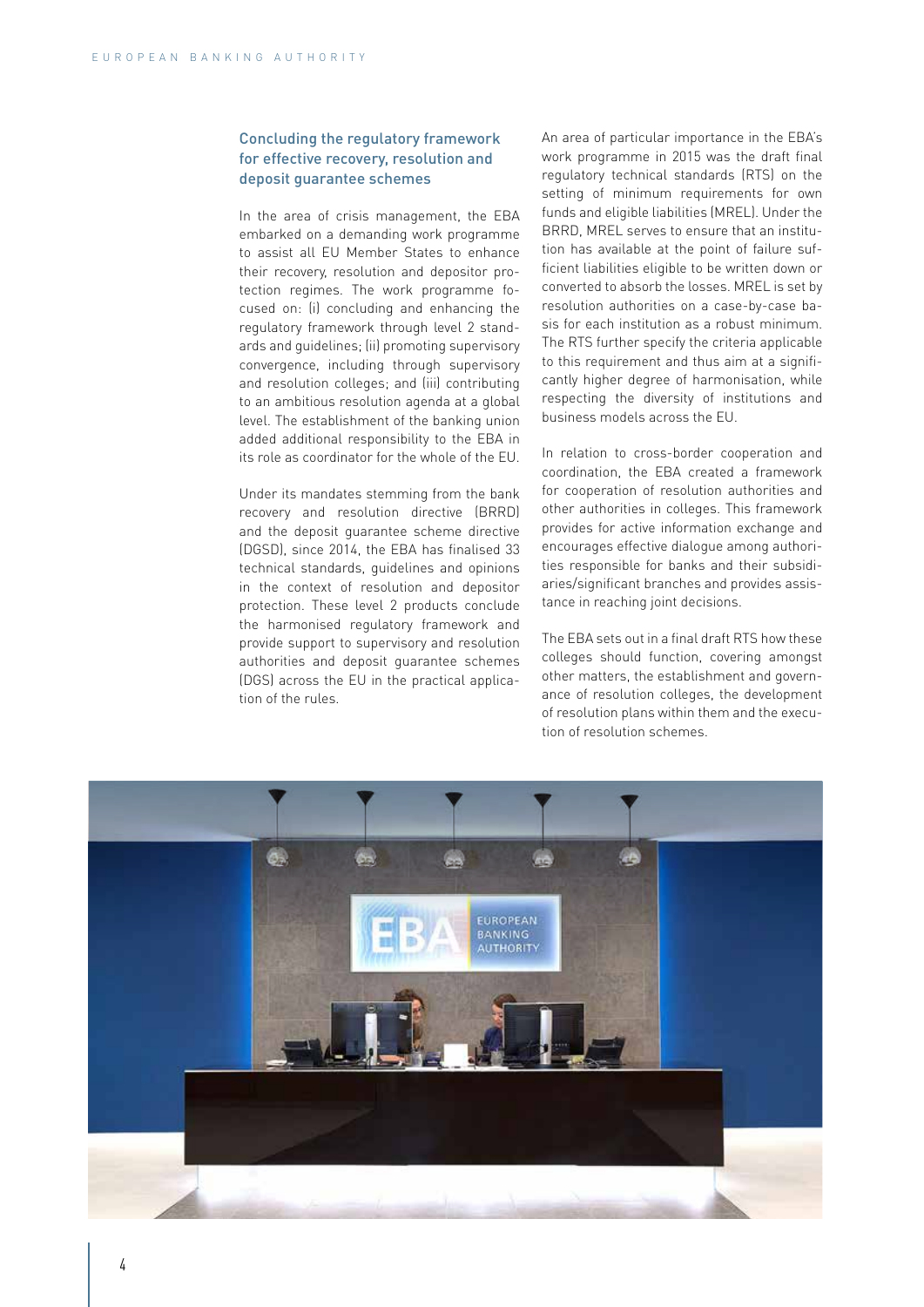## Concluding the regulatory framework for effective recovery, resolution and deposit guarantee schemes

In the area of crisis management, the EBA embarked on a demanding work programme to assist all EU Member States to enhance their recovery, resolution and depositor protection regimes. The work programme focused on: (i) concluding and enhancing the regulatory framework through level 2 standards and guidelines; (ii) promoting supervisory convergence, including through supervisory and resolution colleges; and (iii) contributing to an ambitious resolution agenda at a global level. The establishment of the banking union added additional responsibility to the EBA in its role as coordinator for the whole of the EU.

Under its mandates stemming from the bank recovery and resolution directive (BRRD) and the deposit guarantee scheme directive (DGSD), since 2014, the EBA has finalised 33 technical standards, guidelines and opinions in the context of resolution and depositor protection. These level 2 products conclude the harmonised regulatory framework and provide support to supervisory and resolution authorities and deposit guarantee schemes (DGS) across the EU in the practical application of the rules.

An area of particular importance in the EBA's work programme in 2015 was the draft final regulatory technical standards (RTS) on the setting of minimum requirements for own funds and eligible liabilities (MREL). Under the BRRD, MREL serves to ensure that an institution has available at the point of failure sufficient liabilities eligible to be written down or converted to absorb the losses. MREL is set by resolution authorities on a case-by-case basis for each institution as a robust minimum. The RTS further specify the criteria applicable to this requirement and thus aim at a significantly higher degree of harmonisation, while respecting the diversity of institutions and business models across the EU.

In relation to cross-border cooperation and coordination, the EBA created a framework for cooperation of resolution authorities and other authorities in colleges. This framework provides for active information exchange and encourages effective dialogue among authorities responsible for banks and their subsidiaries/significant branches and provides assistance in reaching joint decisions.

The EBA sets out in a final draft RTS how these colleges should function, covering amongst other matters, the establishment and governance of resolution colleges, the development of resolution plans within them and the execution of resolution schemes.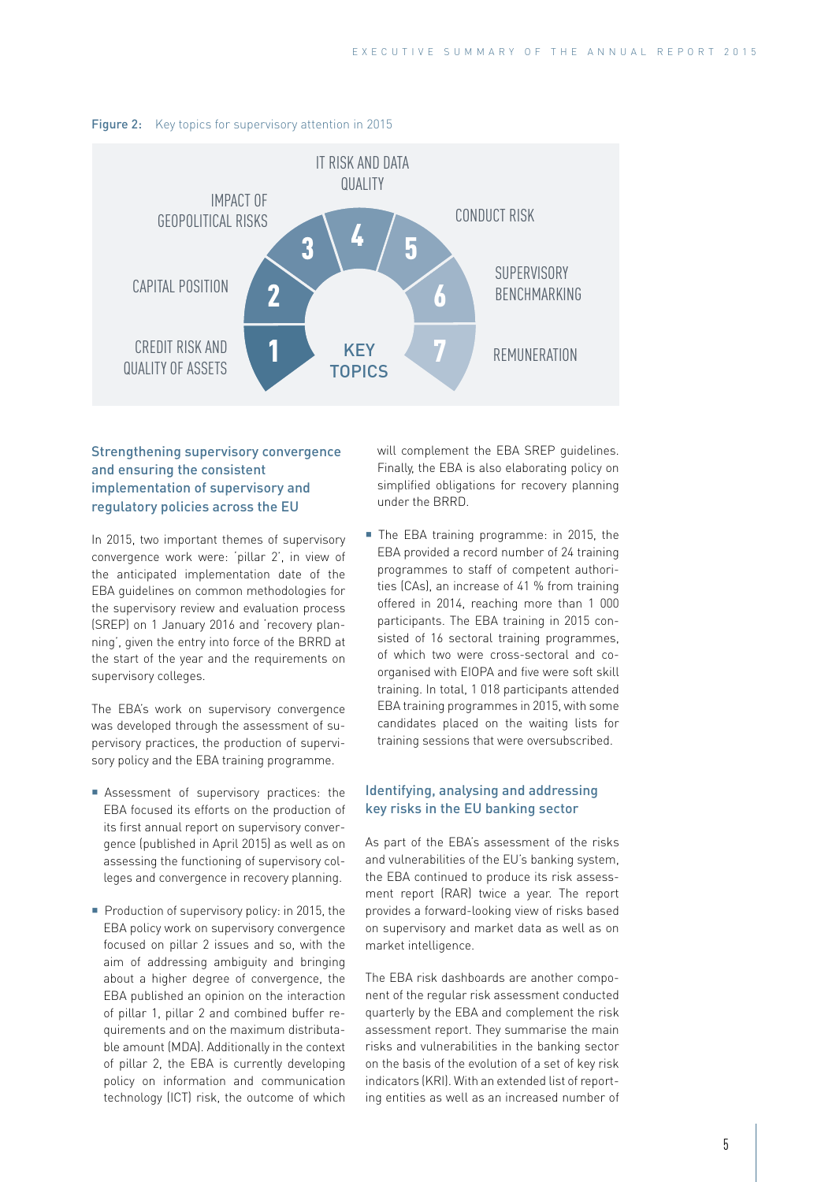**Figure 2:** Key topics for supervisory attention in 2015

KEY TOPICS

1. CREDIT RISK AND QUALITY OF ASSETS
2. CAPITAL POSITION
3. IMPACT OF GEOPOLITICAL RISKS
4. IT RISK AND DATA QUALITY
5. CONDUCT RISK
6. SUPERVISORY BENCHMARKING
7. REMUNERATION

## Strengthening supervisory convergence and ensuring the consistent implementation of supervisory and regulatory policies across the EU

In 2015, two important themes of supervisory convergence work were: 'pillar 2', in view of the anticipated implementation date of the EBA guidelines on common methodologies for the supervisory review and evaluation process (SREP) on 1 January 2016 and 'recovery planning', given the entry into force of the BRRD at the start of the year and the requirements on supervisory colleges.

The EBA's work on supervisory convergence was developed through the assessment of supervisory practices, the production of supervisory policy and the EBA training programme.

- Assessment of supervisory practices: the EBA focused its efforts on the production of its first annual report on supervisory convergence (published in April 2015) as well as on assessing the functioning of supervisory colleges and convergence in recovery planning.
- Production of supervisory policy: in 2015, the EBA policy work on supervisory convergence focused on pillar 2 issues and so, with the aim of addressing ambiguity and bringing about a higher degree of convergence, the EBA published an opinion on the interaction of pillar 1, pillar 2 and combined buffer requirements and on the maximum distributable amount (MDA). Additionally in the context of pillar 2, the EBA is currently developing policy on information and communication technology (ICT) risk, the outcome of which will complement the EBA SREP guidelines. Finally, the EBA is also elaborating policy on simplified obligations for recovery planning under the BRRD.
- The EBA training programme: in 2015, the EBA provided a record number of 24 training programmes to staff of competent authorities (CAs), an increase of 41 % from training offered in 2014, reaching more than 1 000 participants. The EBA training in 2015 consisted of 16 sectoral training programmes, of which two were cross-sectoral and co-organised with EIOPA and five were soft skill training. In total, 1 018 participants attended EBA training programmes in 2015, with some candidates placed on the waiting lists for training sessions that were oversubscribed.

## Identifying, analysing and addressing key risks in the EU banking sector

As part of the EBA's assessment of the risks and vulnerabilities of the EU's banking system, the EBA continued to produce its risk assessment report (RAR) twice a year. The report provides a forward-looking view of risks based on supervisory and market data as well as on market intelligence.

The EBA risk dashboards are another component of the regular risk assessment conducted quarterly by the EBA and complement the risk assessment report. They summarise the main risks and vulnerabilities in the banking sector on the basis of the evolution of a set of key risk indicators (KRI). With an extended list of reporting entities as well as an increased number of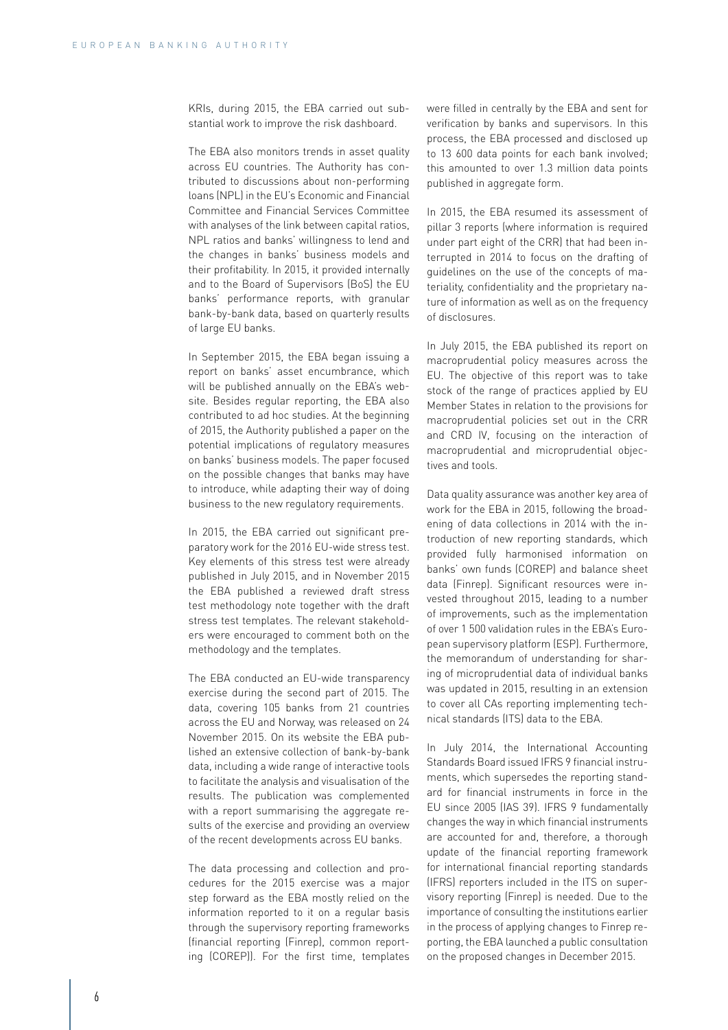KRIs, during 2015, the EBA carried out substantial work to improve the risk dashboard.

The EBA also monitors trends in asset quality across EU countries. The Authority has contributed to discussions about non-performing loans (NPL) in the EU's Economic and Financial Committee and Financial Services Committee with analyses of the link between capital ratios, NPL ratios and banks' willingness to lend and the changes in banks' business models and their profitability. In 2015, it provided internally and to the Board of Supervisors (BoS) the EU banks' performance reports, with granular bank-by-bank data, based on quarterly results of large EU banks.

In September 2015, the EBA began issuing a report on banks' asset encumbrance, which will be published annually on the EBA's website. Besides regular reporting, the EBA also contributed to ad hoc studies. At the beginning of 2015, the Authority published a paper on the potential implications of regulatory measures on banks' business models. The paper focused on the possible changes that banks may have to introduce, while adapting their way of doing business to the new regulatory requirements.

In 2015, the EBA carried out significant preparatory work for the 2016 EU-wide stress test. Key elements of this stress test were already published in July 2015, and in November 2015 the EBA published a reviewed draft stress test methodology note together with the draft stress test templates. The relevant stakeholders were encouraged to comment both on the methodology and the templates.

The EBA conducted an EU-wide transparency exercise during the second part of 2015. The data, covering 105 banks from 21 countries across the EU and Norway, was released on 24 November 2015. On its website the EBA published an extensive collection of bank-by-bank data, including a wide range of interactive tools to facilitate the analysis and visualisation of the results. The publication was complemented with a report summarising the aggregate results of the exercise and providing an overview of the recent developments across EU banks.

The data processing and collection and procedures for the 2015 exercise was a major step forward as the EBA mostly relied on the information reported to it on a regular basis through the supervisory reporting frameworks (financial reporting (Finrep), common reporting (COREP)). For the first time, templates were filled in centrally by the EBA and sent for verification by banks and supervisors. In this process, the EBA processed and disclosed up to 13 600 data points for each bank involved; this amounted to over 1.3 million data points published in aggregate form.

In 2015, the EBA resumed its assessment of pillar 3 reports (where information is required under part eight of the CRR) that had been interrupted in 2014 to focus on the drafting of guidelines on the use of the concepts of materiality, confidentiality and the proprietary nature of information as well as on the frequency of disclosures.

In July 2015, the EBA published its report on macroprudential policy measures across the EU. The objective of this report was to take stock of the range of practices applied by EU Member States in relation to the provisions for macroprudential policies set out in the CRR and CRD IV, focusing on the interaction of macroprudential and microprudential objectives and tools.

Data quality assurance was another key area of work for the EBA in 2015, following the broadening of data collections in 2014 with the introduction of new reporting standards, which provided fully harmonised information on banks' own funds (COREP) and balance sheet data (Finrep). Significant resources were invested throughout 2015, leading to a number of improvements, such as the implementation of over 1 500 validation rules in the EBA's European supervisory platform (ESP). Furthermore, the memorandum of understanding for sharing of microprudential data of individual banks was updated in 2015, resulting in an extension to cover all CAs reporting implementing technical standards (ITS) data to the EBA.

In July 2014, the International Accounting Standards Board issued IFRS 9 financial instruments, which supersedes the reporting standard for financial instruments in force in the EU since 2005 (IAS 39). IFRS 9 fundamentally changes the way in which financial instruments are accounted for and, therefore, a thorough update of the financial reporting framework for international financial reporting standards (IFRS) reporters included in the ITS on supervisory reporting (Finrep) is needed. Due to the importance of consulting the institutions earlier in the process of applying changes to Finrep reporting, the EBA launched a public consultation on the proposed changes in December 2015.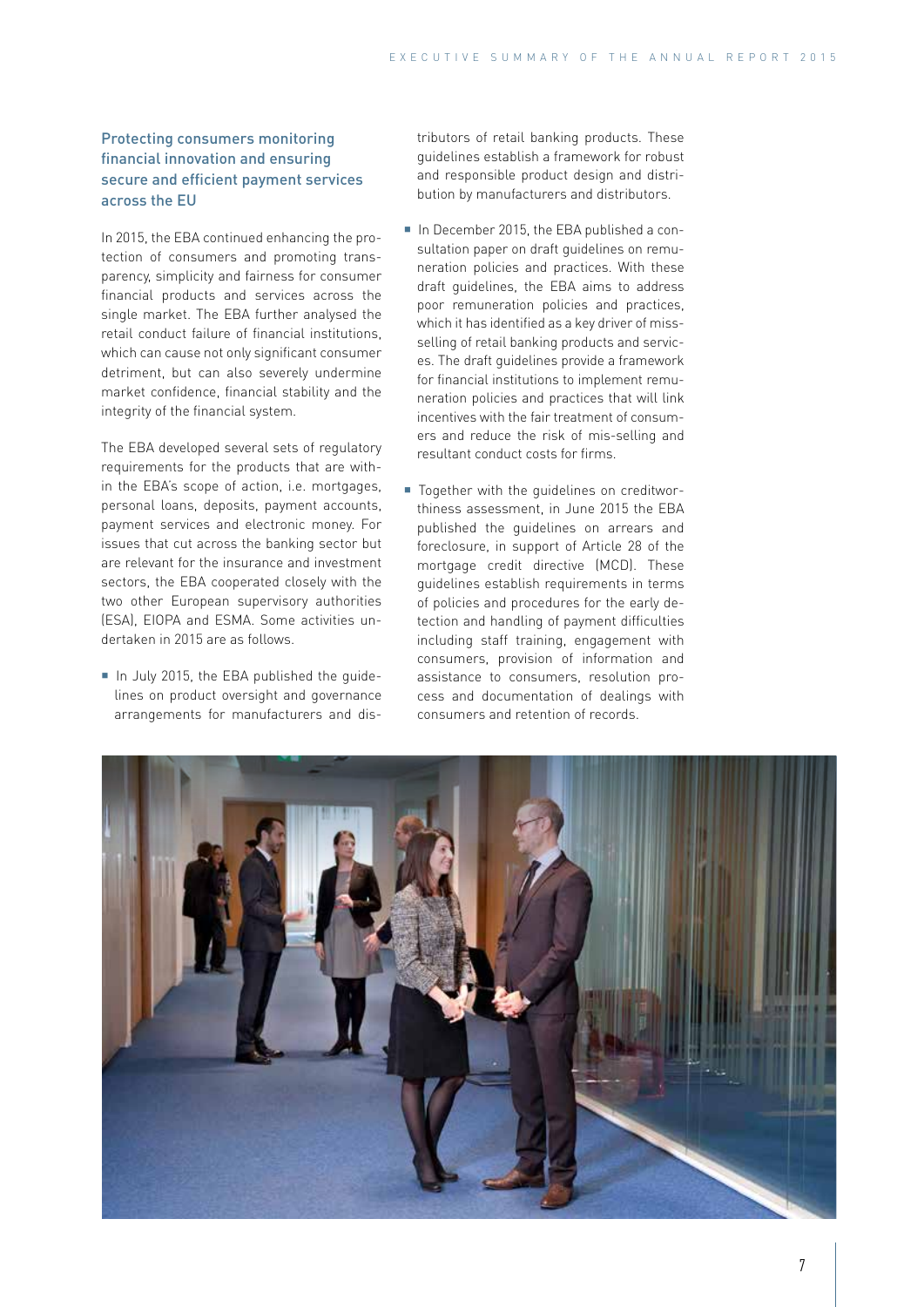### Protecting consumers monitoring financial innovation and ensuring secure and efficient payment services across the EU

In 2015, the EBA continued enhancing the protection of consumers and promoting transparency, simplicity and fairness for consumer financial products and services across the single market. The EBA further analysed the retail conduct failure of financial institutions, which can cause not only significant consumer detriment, but can also severely undermine market confidence, financial stability and the integrity of the financial system.

The EBA developed several sets of regulatory requirements for the products that are within the EBA's scope of action, i.e. mortgages, personal loans, deposits, payment accounts, payment services and electronic money. For issues that cut across the banking sector but are relevant for the insurance and investment sectors, the EBA cooperated closely with the two other European supervisory authorities (ESA), EIOPA and ESMA. Some activities undertaken in 2015 are as follows.

- In July 2015, the EBA published the guidelines on product oversight and governance arrangements for manufacturers and distributors of retail banking products. These guidelines establish a framework for robust and responsible product design and distribution by manufacturers and distributors.
- In December 2015, the EBA published a consultation paper on draft guidelines on remuneration policies and practices. With these draft guidelines, the EBA aims to address poor remuneration policies and practices, which it has identified as a key driver of miss-selling of retail banking products and services. The draft guidelines provide a framework for financial institutions to implement remuneration policies and practices that will link incentives with the fair treatment of consumers and reduce the risk of mis-selling and resultant conduct costs for firms.
- Together with the guidelines on creditworthiness assessment, in June 2015 the EBA published the guidelines on arrears and foreclosure, in support of Article 28 of the mortgage credit directive (MCD). These guidelines establish requirements in terms of policies and procedures for the early detection and handling of payment difficulties including staff training, engagement with consumers, provision of information and assistance to consumers, resolution process and documentation of dealings with consumers and retention of records.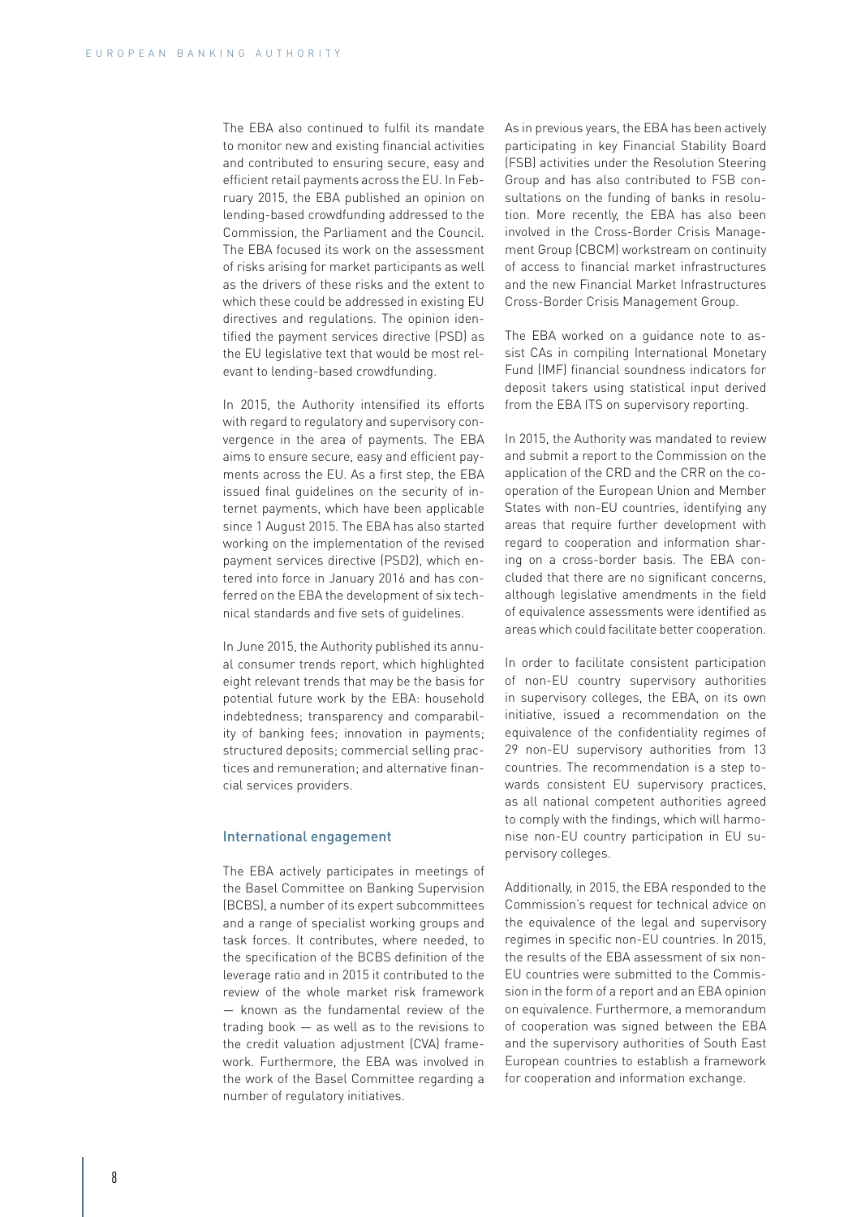The EBA also continued to fulfil its mandate to monitor new and existing financial activities and contributed to ensuring secure, easy and efficient retail payments across the EU. In February 2015, the EBA published an opinion on lending-based crowdfunding addressed to the Commission, the Parliament and the Council. The EBA focused its work on the assessment of risks arising for market participants as well as the drivers of these risks and the extent to which these could be addressed in existing EU directives and regulations. The opinion identified the payment services directive (PSD) as the EU legislative text that would be most relevant to lending-based crowdfunding.

In 2015, the Authority intensified its efforts with regard to regulatory and supervisory convergence in the area of payments. The EBA aims to ensure secure, easy and efficient payments across the EU. As a first step, the EBA issued final guidelines on the security of internet payments, which have been applicable since 1 August 2015. The EBA has also started working on the implementation of the revised payment services directive (PSD2), which entered into force in January 2016 and has conferred on the EBA the development of six technical standards and five sets of guidelines.

In June 2015, the Authority published its annual consumer trends report, which highlighted eight relevant trends that may be the basis for potential future work by the EBA: household indebtedness; transparency and comparability of banking fees; innovation in payments; structured deposits; commercial selling practices and remuneration; and alternative financial services providers.

## International engagement

The EBA actively participates in meetings of the Basel Committee on Banking Supervision (BCBS), a number of its expert subcommittees and a range of specialist working groups and task forces. It contributes, where needed, to the specification of the BCBS definition of the leverage ratio and in 2015 it contributed to the review of the whole market risk framework — known as the fundamental review of the trading book — as well as to the revisions to the credit valuation adjustment (CVA) framework. Furthermore, the EBA was involved in the work of the Basel Committee regarding a number of regulatory initiatives.

As in previous years, the EBA has been actively participating in key Financial Stability Board (FSB) activities under the Resolution Steering Group and has also contributed to FSB consultations on the funding of banks in resolution. More recently, the EBA has also been involved in the Cross-Border Crisis Management Group (CBCM) workstream on continuity of access to financial market infrastructures and the new Financial Market Infrastructures Cross-Border Crisis Management Group.

The EBA worked on a guidance note to assist CAs in compiling International Monetary Fund (IMF) financial soundness indicators for deposit takers using statistical input derived from the EBA ITS on supervisory reporting.

In 2015, the Authority was mandated to review and submit a report to the Commission on the application of the CRD and the CRR on the cooperation of the European Union and Member States with non-EU countries, identifying any areas that require further development with regard to cooperation and information sharing on a cross-border basis. The EBA concluded that there are no significant concerns, although legislative amendments in the field of equivalence assessments were identified as areas which could facilitate better cooperation.

In order to facilitate consistent participation of non-EU country supervisory authorities in supervisory colleges, the EBA, on its own initiative, issued a recommendation on the equivalence of the confidentiality regimes of 29 non-EU supervisory authorities from 13 countries. The recommendation is a step towards consistent EU supervisory practices, as all national competent authorities agreed to comply with the findings, which will harmonise non-EU country participation in EU supervisory colleges.

Additionally, in 2015, the EBA responded to the Commission's request for technical advice on the equivalence of the legal and supervisory regimes in specific non-EU countries. In 2015, the results of the EBA assessment of six non-EU countries were submitted to the Commission in the form of a report and an EBA opinion on equivalence. Furthermore, a memorandum of cooperation was signed between the EBA and the supervisory authorities of South East European countries to establish a framework for cooperation and information exchange.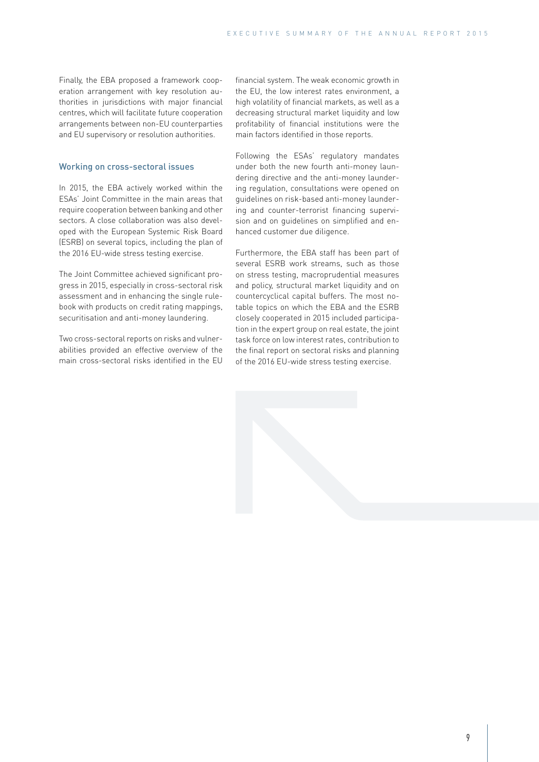Finally, the EBA proposed a framework cooperation arrangement with key resolution authorities in jurisdictions with major financial centres, which will facilitate future cooperation arrangements between non-EU counterparties and EU supervisory or resolution authorities.

### Working on cross-sectoral issues

In 2015, the EBA actively worked within the ESAs' Joint Committee in the main areas that require cooperation between banking and other sectors. A close collaboration was also developed with the European Systemic Risk Board (ESRB) on several topics, including the plan of the 2016 EU-wide stress testing exercise.

The Joint Committee achieved significant progress in 2015, especially in cross-sectoral risk assessment and in enhancing the single rulebook with products on credit rating mappings, securitisation and anti-money laundering.

Two cross-sectoral reports on risks and vulnerabilities provided an effective overview of the main cross-sectoral risks identified in the EU financial system. The weak economic growth in the EU, the low interest rates environment, a high volatility of financial markets, as well as a decreasing structural market liquidity and low profitability of financial institutions were the main factors identified in those reports.

Following the ESAs' regulatory mandates under both the new fourth anti-money laundering directive and the anti-money laundering regulation, consultations were opened on guidelines on risk-based anti-money laundering and counter-terrorist financing supervision and on guidelines on simplified and enhanced customer due diligence.

Furthermore, the EBA staff has been part of several ESRB work streams, such as those on stress testing, macroprudential measures and policy, structural market liquidity and on countercyclical capital buffers. The most notable topics on which the EBA and the ESRB closely cooperated in 2015 included participation in the expert group on real estate, the joint task force on low interest rates, contribution to the final report on sectoral risks and planning of the 2016 EU-wide stress testing exercise.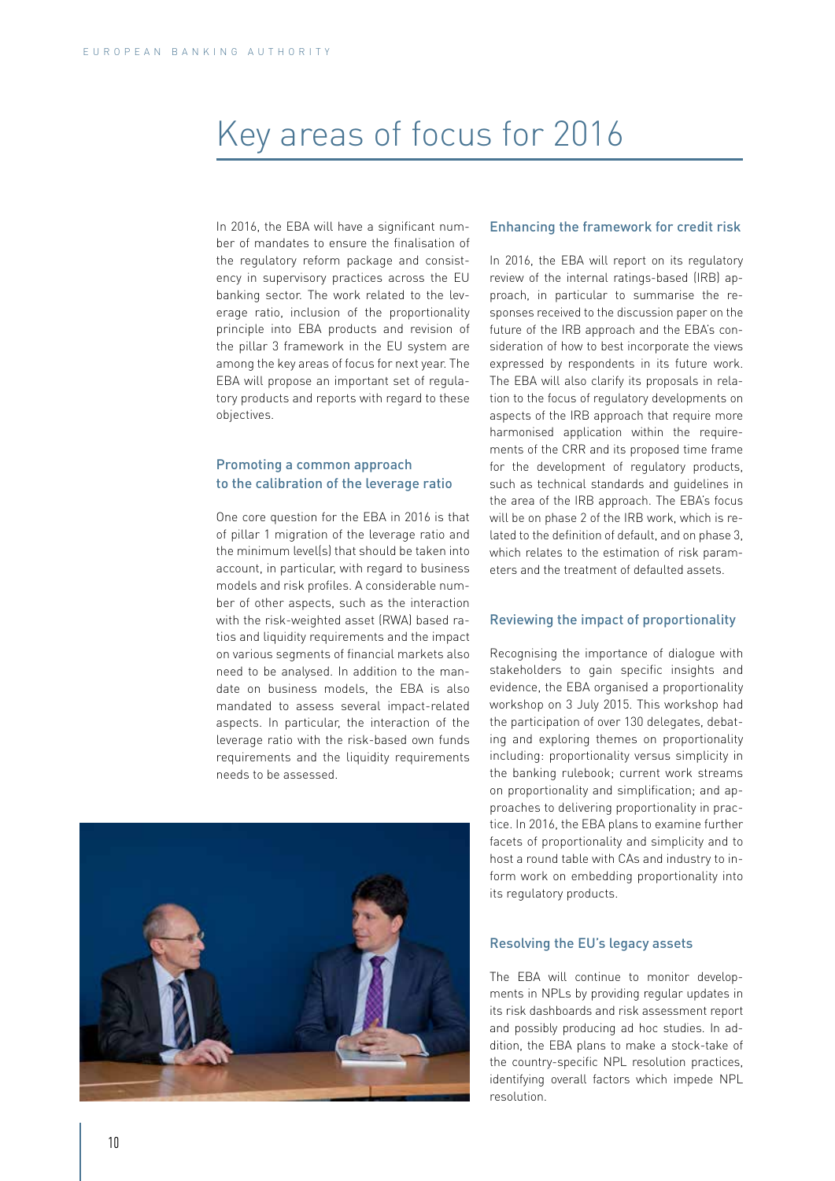# Key areas of focus for 2016

In 2016, the EBA will have a significant number of mandates to ensure the finalisation of the regulatory reform package and consistency in supervisory practices across the EU banking sector. The work related to the leverage ratio, inclusion of the proportionality principle into EBA products and revision of the pillar 3 framework in the EU system are among the key areas of focus for next year. The EBA will propose an important set of regulatory products and reports with regard to these objectives.

## Promoting a common approach to the calibration of the leverage ratio

One core question for the EBA in 2016 is that of pillar 1 migration of the leverage ratio and the minimum level(s) that should be taken into account, in particular, with regard to business models and risk profiles. A considerable number of other aspects, such as the interaction with the risk-weighted asset (RWA) based ratios and liquidity requirements and the impact on various segments of financial markets also need to be analysed. In addition to the mandate on business models, the EBA is also mandated to assess several impact-related aspects. In particular, the interaction of the leverage ratio with the risk-based own funds requirements and the liquidity requirements needs to be assessed.

## Enhancing the framework for credit risk

In 2016, the EBA will report on its regulatory review of the internal ratings-based (IRB) approach, in particular to summarise the responses received to the discussion paper on the future of the IRB approach and the EBA's consideration of how to best incorporate the views expressed by respondents in its future work. The EBA will also clarify its proposals in relation to the focus of regulatory developments on aspects of the IRB approach that require more harmonised application within the requirements of the CRR and its proposed time frame for the development of regulatory products, such as technical standards and guidelines in the area of the IRB approach. The EBA's focus will be on phase 2 of the IRB work, which is related to the definition of default, and on phase 3, which relates to the estimation of risk parameters and the treatment of defaulted assets.

## Reviewing the impact of proportionality

Recognising the importance of dialogue with stakeholders to gain specific insights and evidence, the EBA organised a proportionality workshop on 3 July 2015. This workshop had the participation of over 130 delegates, debating and exploring themes on proportionality including: proportionality versus simplicity in the banking rulebook; current work streams on proportionality and simplification; and approaches to delivering proportionality in practice. In 2016, the EBA plans to examine further facets of proportionality and simplicity and to host a round table with CAs and industry to inform work on embedding proportionality into its regulatory products.

## Resolving the EU's legacy assets

The EBA will continue to monitor developments in NPLs by providing regular updates in its risk dashboards and risk assessment report and possibly producing ad hoc studies. In addition, the EBA plans to make a stock-take of the country-specific NPL resolution practices, identifying overall factors which impede NPL resolution.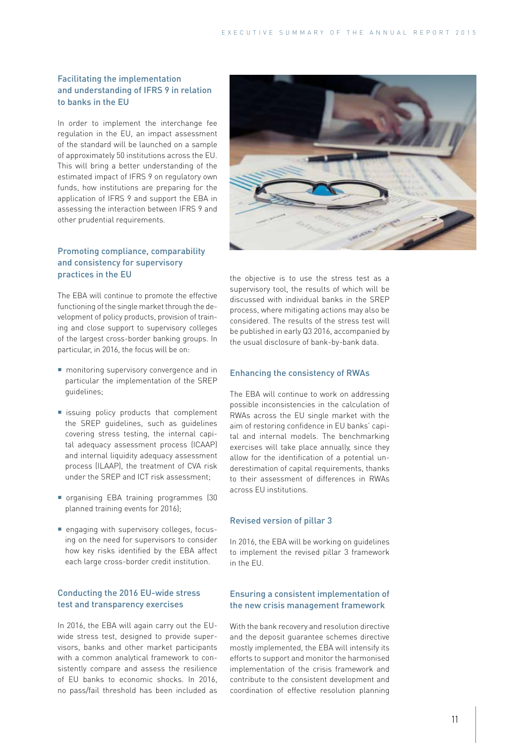### Facilitating the implementation and understanding of IFRS 9 in relation to banks in the EU

In order to implement the interchange fee regulation in the EU, an impact assessment of the standard will be launched on a sample of approximately 50 institutions across the EU. This will bring a better understanding of the estimated impact of IFRS 9 on regulatory own funds, how institutions are preparing for the application of IFRS 9 and support the EBA in assessing the interaction between IFRS 9 and other prudential requirements.

### Promoting compliance, comparability and consistency for supervisory practices in the EU

The EBA will continue to promote the effective functioning of the single market through the development of policy products, provision of training and close support to supervisory colleges of the largest cross-border banking groups. In particular, in 2016, the focus will be on:

- monitoring supervisory convergence and in particular the implementation of the SREP guidelines;
- issuing policy products that complement the SREP guidelines, such as guidelines covering stress testing, the internal capital adequacy assessment process (ICAAP) and internal liquidity adequacy assessment process (ILAAP), the treatment of CVA risk under the SREP and ICT risk assessment;
- organising EBA training programmes (30 planned training events for 2016);
- engaging with supervisory colleges, focusing on the need for supervisors to consider how key risks identified by the EBA affect each large cross-border credit institution.

### Conducting the 2016 EU-wide stress test and transparency exercises

In 2016, the EBA will again carry out the EU-wide stress test, designed to provide supervisors, banks and other market participants with a common analytical framework to consistently compare and assess the resilience of EU banks to economic shocks. In 2016, no pass/fail threshold has been included as the objective is to use the stress test as a supervisory tool, the results of which will be discussed with individual banks in the SREP process, where mitigating actions may also be considered. The results of the stress test will be published in early Q3 2016, accompanied by the usual disclosure of bank-by-bank data.

### Enhancing the consistency of RWAs

The EBA will continue to work on addressing possible inconsistencies in the calculation of RWAs across the EU single market with the aim of restoring confidence in EU banks' capital and internal models. The benchmarking exercises will take place annually, since they allow for the identification of a potential underestimation of capital requirements, thanks to their assessment of differences in RWAs across EU institutions.

### Revised version of pillar 3

In 2016, the EBA will be working on guidelines to implement the revised pillar 3 framework in the EU.

### Ensuring a consistent implementation of the new crisis management framework

With the bank recovery and resolution directive and the deposit guarantee schemes directive mostly implemented, the EBA will intensify its efforts to support and monitor the harmonised implementation of the crisis framework and contribute to the consistent development and coordination of effective resolution planning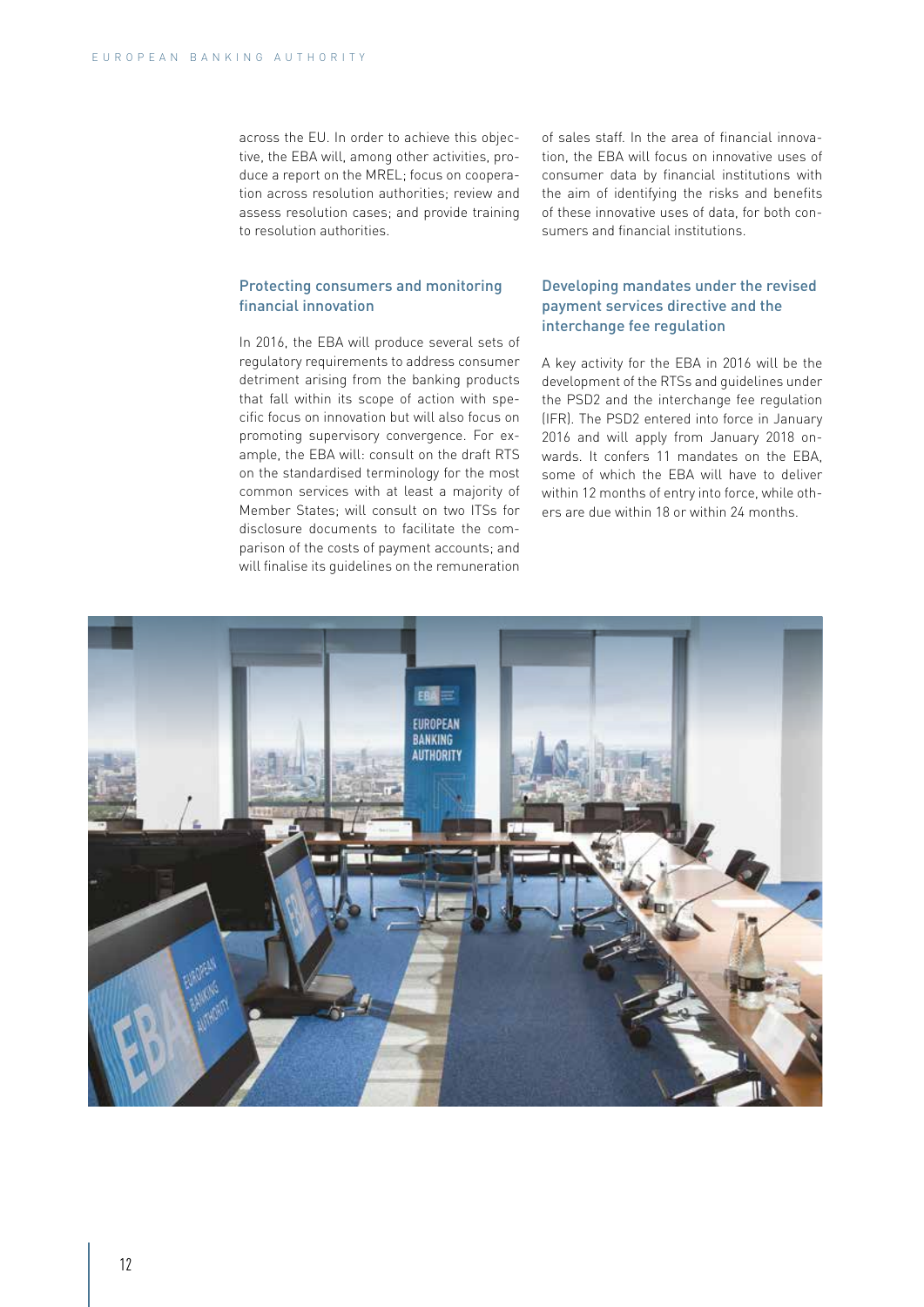across the EU. In order to achieve this objective, the EBA will, among other activities, produce a report on the MREL; focus on cooperation across resolution authorities; review and assess resolution cases; and provide training to resolution authorities.

### Protecting consumers and monitoring financial innovation

In 2016, the EBA will produce several sets of regulatory requirements to address consumer detriment arising from the banking products that fall within its scope of action with specific focus on innovation but will also focus on promoting supervisory convergence. For example, the EBA will: consult on the draft RTS on the standardised terminology for the most common services with at least a majority of Member States; will consult on two ITSs for disclosure documents to facilitate the comparison of the costs of payment accounts; and will finalise its guidelines on the remuneration of sales staff. In the area of financial innovation, the EBA will focus on innovative uses of consumer data by financial institutions with the aim of identifying the risks and benefits of these innovative uses of data, for both consumers and financial institutions.

### Developing mandates under the revised payment services directive and the interchange fee regulation

A key activity for the EBA in 2016 will be the development of the RTSs and guidelines under the PSD2 and the interchange fee regulation (IFR). The PSD2 entered into force in January 2016 and will apply from January 2018 onwards. It confers 11 mandates on the EBA, some of which the EBA will have to deliver within 12 months of entry into force, while others are due within 18 or within 24 months.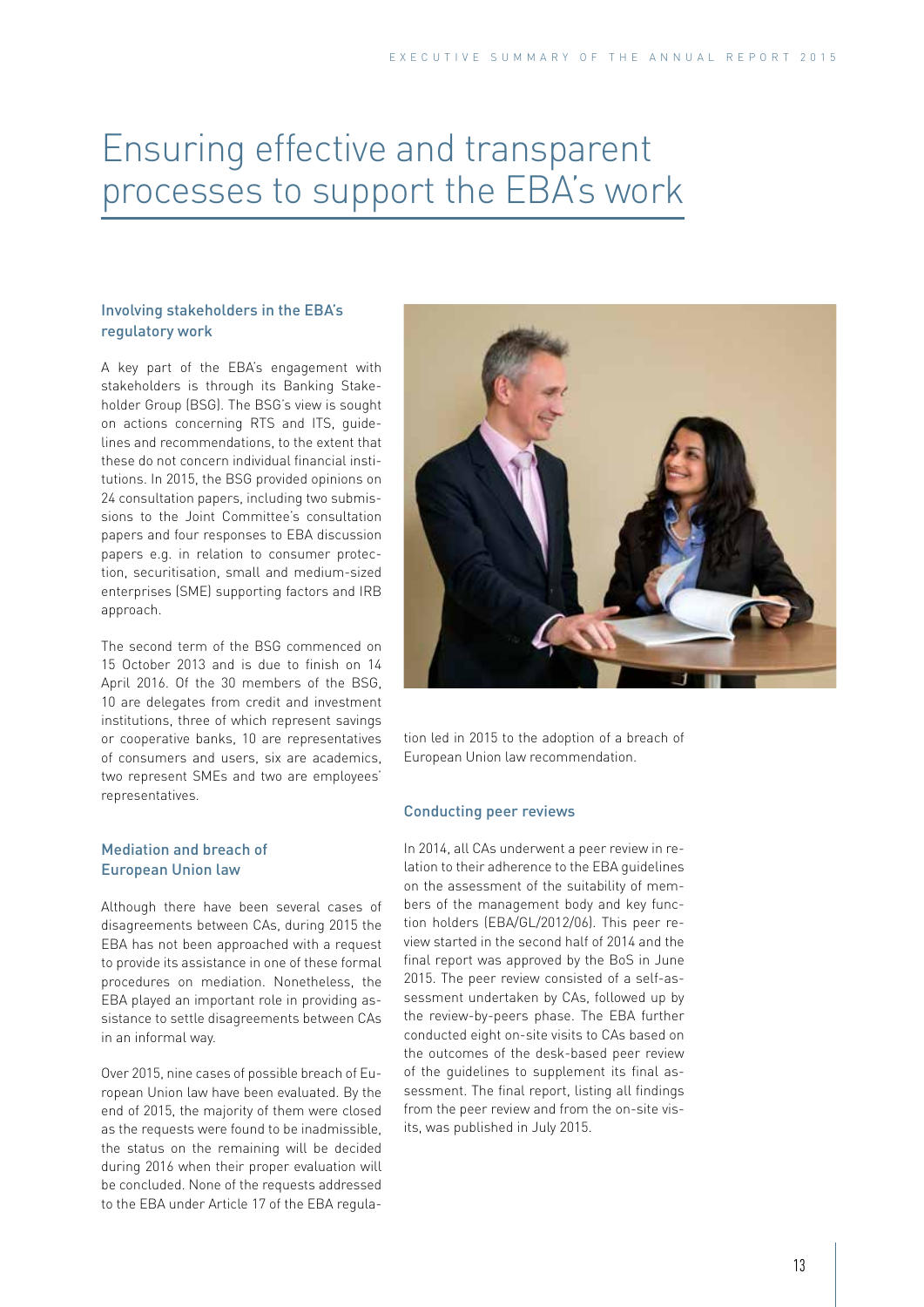# Ensuring effective and transparent processes to support the EBA's work

### Involving stakeholders in the EBA's regulatory work

A key part of the EBA's engagement with stakeholders is through its Banking Stakeholder Group (BSG). The BSG's view is sought on actions concerning RTS and ITS, guidelines and recommendations, to the extent that these do not concern individual financial institutions. In 2015, the BSG provided opinions on 24 consultation papers, including two submissions to the Joint Committee's consultation papers and four responses to EBA discussion papers e.g. in relation to consumer protection, securitisation, small and medium-sized enterprises (SME) supporting factors and IRB approach.

The second term of the BSG commenced on 15 October 2013 and is due to finish on 14 April 2016. Of the 30 members of the BSG, 10 are delegates from credit and investment institutions, three of which represent savings or cooperative banks, 10 are representatives of consumers and users, six are academics, two represent SMEs and two are employees' representatives.

### Mediation and breach of European Union law

Although there have been several cases of disagreements between CAs, during 2015 the EBA has not been approached with a request to provide its assistance in one of these formal procedures on mediation. Nonetheless, the EBA played an important role in providing assistance to settle disagreements between CAs in an informal way.

Over 2015, nine cases of possible breach of European Union law have been evaluated. By the end of 2015, the majority of them were closed as the requests were found to be inadmissible, the status on the remaining will be decided during 2016 when their proper evaluation will be concluded. None of the requests addressed to the EBA under Article 17 of the EBA regulation led in 2015 to the adoption of a breach of European Union law recommendation.

### Conducting peer reviews

In 2014, all CAs underwent a peer review in relation to their adherence to the EBA guidelines on the assessment of the suitability of members of the management body and key function holders (EBA/GL/2012/06). This peer review started in the second half of 2014 and the final report was approved by the BoS in June 2015. The peer review consisted of a self-assessment undertaken by CAs, followed up by the review-by-peers phase. The EBA further conducted eight on-site visits to CAs based on the outcomes of the desk-based peer review of the guidelines to supplement its final assessment. The final report, listing all findings from the peer review and from the on-site visits, was published in July 2015.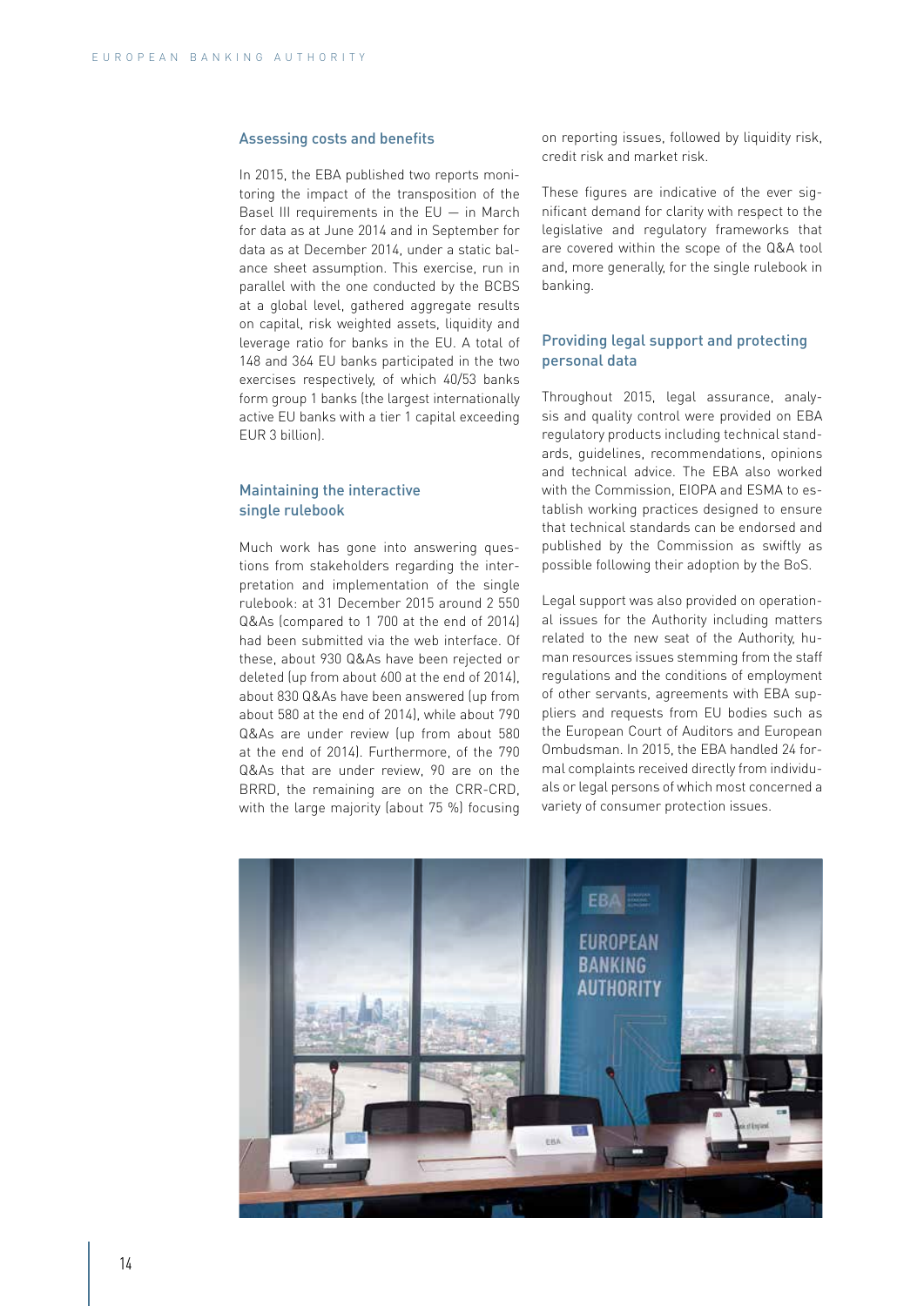## Assessing costs and benefits

In 2015, the EBA published two reports monitoring the impact of the transposition of the Basel III requirements in the EU — in March for data as at June 2014 and in September for data as at December 2014, under a static balance sheet assumption. This exercise, run in parallel with the one conducted by the BCBS at a global level, gathered aggregate results on capital, risk weighted assets, liquidity and leverage ratio for banks in the EU. A total of 148 and 364 EU banks participated in the two exercises respectively, of which 40/53 banks form group 1 banks (the largest internationally active EU banks with a tier 1 capital exceeding EUR 3 billion).

## Maintaining the interactive single rulebook

Much work has gone into answering questions from stakeholders regarding the interpretation and implementation of the single rulebook: at 31 December 2015 around 2 550 Q&As (compared to 1 700 at the end of 2014) had been submitted via the web interface. Of these, about 930 Q&As have been rejected or deleted (up from about 600 at the end of 2014), about 830 Q&As have been answered (up from about 580 at the end of 2014), while about 790 Q&As are under review (up from about 580 at the end of 2014). Furthermore, of the 790 Q&As that are under review, 90 are on the BRRD, the remaining are on the CRR-CRD, with the large majority (about 75 %) focusing on reporting issues, followed by liquidity risk, credit risk and market risk.

These figures are indicative of the ever significant demand for clarity with respect to the legislative and regulatory frameworks that are covered within the scope of the Q&A tool and, more generally, for the single rulebook in banking.

## Providing legal support and protecting personal data

Throughout 2015, legal assurance, analysis and quality control were provided on EBA regulatory products including technical standards, guidelines, recommendations, opinions and technical advice. The EBA also worked with the Commission, EIOPA and ESMA to establish working practices designed to ensure that technical standards can be endorsed and published by the Commission as swiftly as possible following their adoption by the BoS.

Legal support was also provided on operational issues for the Authority including matters related to the new seat of the Authority, human resources issues stemming from the staff regulations and the conditions of employment of other servants, agreements with EBA suppliers and requests from EU bodies such as the European Court of Auditors and European Ombudsman. In 2015, the EBA handled 24 formal complaints received directly from individuals or legal persons of which most concerned a variety of consumer protection issues.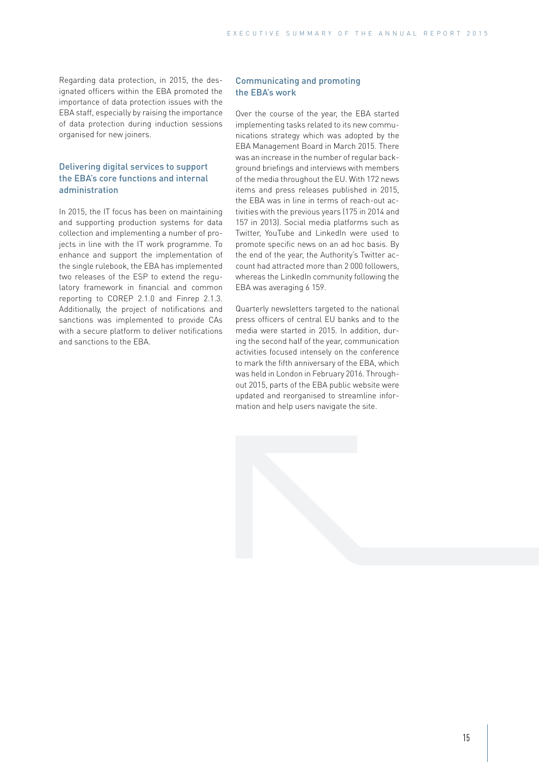Regarding data protection, in 2015, the designated officers within the EBA promoted the importance of data protection issues with the EBA staff, especially by raising the importance of data protection during induction sessions organised for new joiners.

### Delivering digital services to support the EBA's core functions and internal administration

In 2015, the IT focus has been on maintaining and supporting production systems for data collection and implementing a number of projects in line with the IT work programme. To enhance and support the implementation of the single rulebook, the EBA has implemented two releases of the ESP to extend the regulatory framework in financial and common reporting to COREP 2.1.0 and Finrep 2.1.3. Additionally, the project of notifications and sanctions was implemented to provide CAs with a secure platform to deliver notifications and sanctions to the EBA.

### Communicating and promoting the EBA's work

Over the course of the year, the EBA started implementing tasks related to its new communications strategy which was adopted by the EBA Management Board in March 2015. There was an increase in the number of regular background briefings and interviews with members of the media throughout the EU. With 172 news items and press releases published in 2015, the EBA was in line in terms of reach-out activities with the previous years (175 in 2014 and 157 in 2013). Social media platforms such as Twitter, YouTube and LinkedIn were used to promote specific news on an ad hoc basis. By the end of the year, the Authority's Twitter account had attracted more than 2 000 followers, whereas the LinkedIn community following the EBA was averaging 6 159.

Quarterly newsletters targeted to the national press officers of central EU banks and to the media were started in 2015. In addition, during the second half of the year, communication activities focused intensely on the conference to mark the fifth anniversary of the EBA, which was held in London in February 2016. Throughout 2015, parts of the EBA public website were updated and reorganised to streamline information and help users navigate the site.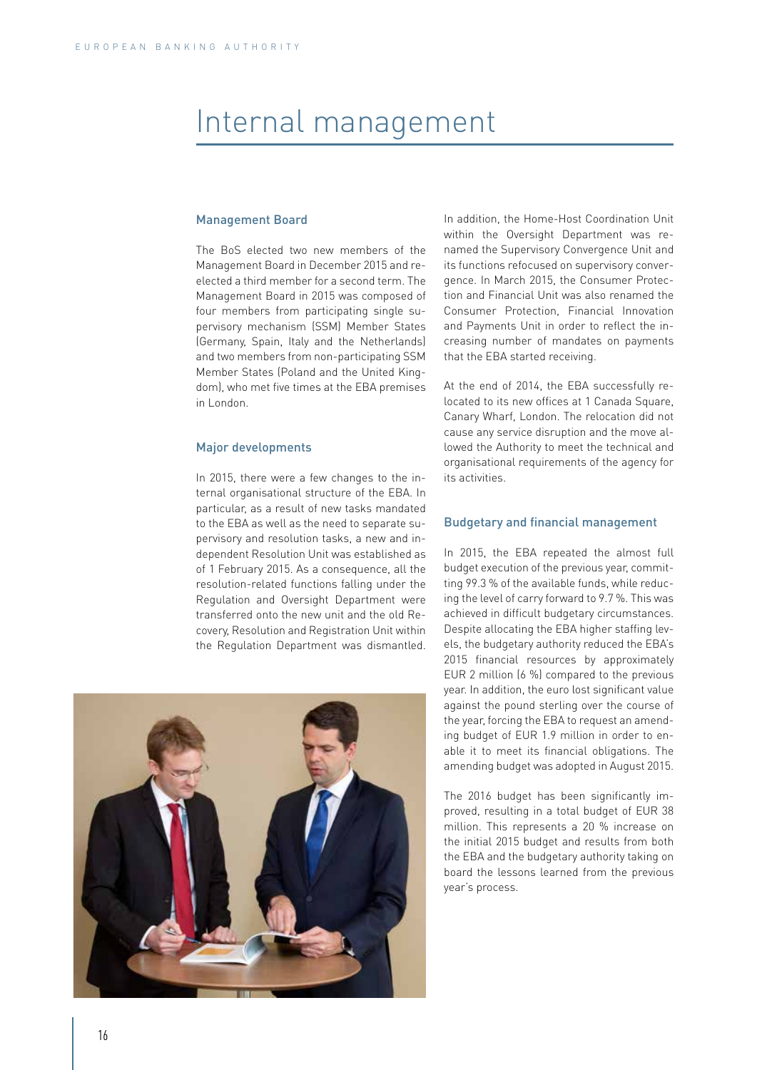# Internal management

## Management Board

The BoS elected two new members of the Management Board in December 2015 and re-elected a third member for a second term. The Management Board in 2015 was composed of four members from participating single supervisory mechanism (SSM) Member States (Germany, Spain, Italy and the Netherlands) and two members from non-participating SSM Member States (Poland and the United Kingdom), who met five times at the EBA premises in London.

## Major developments

In 2015, there were a few changes to the internal organisational structure of the EBA. In particular, as a result of new tasks mandated to the EBA as well as the need to separate supervisory and resolution tasks, a new and independent Resolution Unit was established as of 1 February 2015. As a consequence, all the resolution-related functions falling under the Regulation and Oversight Department were transferred onto the new unit and the old Recovery, Resolution and Registration Unit within the Regulation Department was dismantled.

In addition, the Home-Host Coordination Unit within the Oversight Department was renamed the Supervisory Convergence Unit and its functions refocused on supervisory convergence. In March 2015, the Consumer Protection and Financial Unit was also renamed the Consumer Protection, Financial Innovation and Payments Unit in order to reflect the increasing number of mandates on payments that the EBA started receiving.

At the end of 2014, the EBA successfully relocated to its new offices at 1 Canada Square, Canary Wharf, London. The relocation did not cause any service disruption and the move allowed the Authority to meet the technical and organisational requirements of the agency for its activities.

## Budgetary and financial management

In 2015, the EBA repeated the almost full budget execution of the previous year, committing 99.3 % of the available funds, while reducing the level of carry forward to 9.7 %. This was achieved in difficult budgetary circumstances. Despite allocating the EBA higher staffing levels, the budgetary authority reduced the EBA's 2015 financial resources by approximately EUR 2 million (6 %) compared to the previous year. In addition, the euro lost significant value against the pound sterling over the course of the year, forcing the EBA to request an amending budget of EUR 1.9 million in order to enable it to meet its financial obligations. The amending budget was adopted in August 2015.

The 2016 budget has been significantly improved, resulting in a total budget of EUR 38 million. This represents a 20 % increase on the initial 2015 budget and results from both the EBA and the budgetary authority taking on board the lessons learned from the previous year's process.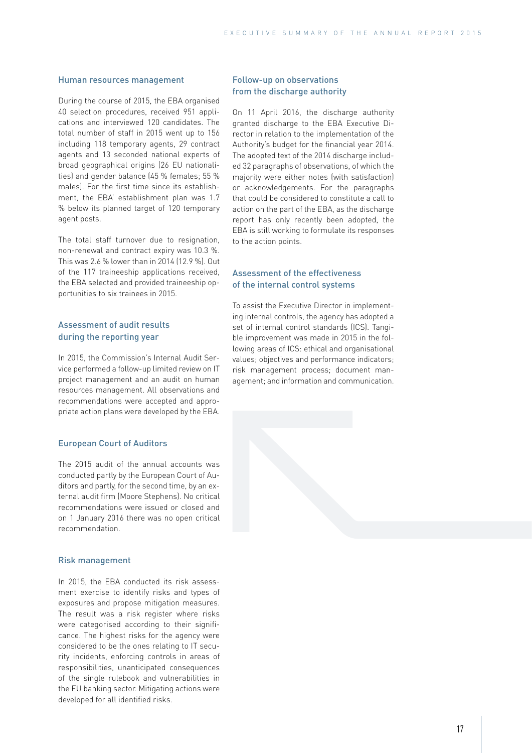## Human resources management

During the course of 2015, the EBA organised 40 selection procedures, received 951 applications and interviewed 120 candidates. The total number of staff in 2015 went up to 156 including 118 temporary agents, 29 contract agents and 13 seconded national experts of broad geographical origins (26 EU nationalities) and gender balance (45 % females; 55 % males). For the first time since its establishment, the EBA' establishment plan was 1.7 % below its planned target of 120 temporary agent posts.

The total staff turnover due to resignation, non-renewal and contract expiry was 10.3 %. This was 2.6 % lower than in 2014 (12.9 %). Out of the 117 traineeship applications received, the EBA selected and provided traineeship opportunities to six trainees in 2015.

## Assessment of audit results during the reporting year

In 2015, the Commission's Internal Audit Service performed a follow-up limited review on IT project management and an audit on human resources management. All observations and recommendations were accepted and appropriate action plans were developed by the EBA.

## European Court of Auditors

The 2015 audit of the annual accounts was conducted partly by the European Court of Auditors and partly, for the second time, by an external audit firm (Moore Stephens). No critical recommendations were issued or closed and on 1 January 2016 there was no open critical recommendation.

## Risk management

In 2015, the EBA conducted its risk assessment exercise to identify risks and types of exposures and propose mitigation measures. The result was a risk register where risks were categorised according to their significance. The highest risks for the agency were considered to be the ones relating to IT security incidents, enforcing controls in areas of responsibilities, unanticipated consequences of the single rulebook and vulnerabilities in the EU banking sector. Mitigating actions were developed for all identified risks.

## Follow-up on observations from the discharge authority

On 11 April 2016, the discharge authority granted discharge to the EBA Executive Director in relation to the implementation of the Authority's budget for the financial year 2014. The adopted text of the 2014 discharge included 32 paragraphs of observations, of which the majority were either notes (with satisfaction) or acknowledgements. For the paragraphs that could be considered to constitute a call to action on the part of the EBA, as the discharge report has only recently been adopted, the EBA is still working to formulate its responses to the action points.

## Assessment of the effectiveness of the internal control systems

To assist the Executive Director in implementing internal controls, the agency has adopted a set of internal control standards (ICS). Tangible improvement was made in 2015 in the following areas of ICS: ethical and organisational values; objectives and performance indicators; risk management process; document management; and information and communication.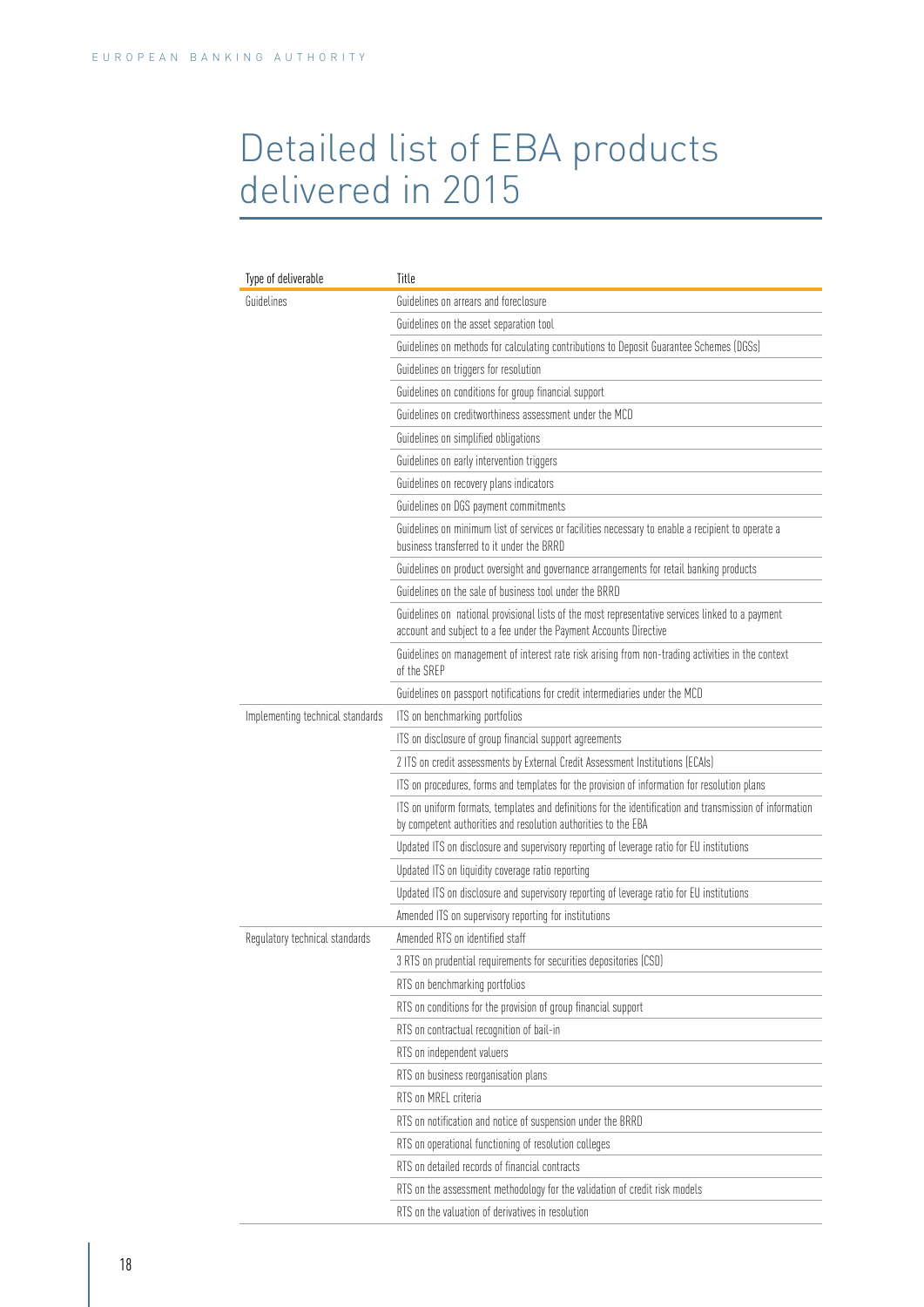# Detailed list of EBA products delivered in 2015

| Type of deliverable | Title |
|---|---|
| Guidelines | Guidelines on arrears and foreclosure |
| | Guidelines on the asset separation tool |
| | Guidelines on methods for calculating contributions to Deposit Guarantee Schemes (DGSs) |
| | Guidelines on triggers for resolution |
| | Guidelines on conditions for group financial support |
| | Guidelines on creditworthiness assessment under the MCD |
| | Guidelines on simplified obligations |
| | Guidelines on early intervention triggers |
| | Guidelines on recovery plans indicators |
| | Guidelines on DGS payment commitments |
| | Guidelines on minimum list of services or facilities necessary to enable a recipient to operate a business transferred to it under the BRRD |
| | Guidelines on product oversight and governance arrangements for retail banking products |
| | Guidelines on the sale of business tool under the BRRD |
| | Guidelines on national provisional lists of the most representative services linked to a payment account and subject to a fee under the Payment Accounts Directive |
| | Guidelines on management of interest rate risk arising from non-trading activities in the context of the SREP |
| | Guidelines on passport notifications for credit intermediaries under the MCD |
| Implementing technical standards | ITS on benchmarking portfolios |
| | ITS on disclosure of group financial support agreements |
| | 2 ITS on credit assessments by External Credit Assessment Institutions (ECAIs) |
| | ITS on procedures, forms and templates for the provision of information for resolution plans |
| | ITS on uniform formats, templates and definitions for the identification and transmission of information by competent authorities and resolution authorities to the EBA |
| | Updated ITS on disclosure and supervisory reporting of leverage ratio for EU institutions |
| | Updated ITS on liquidity coverage ratio reporting |
| | Updated ITS on disclosure and supervisory reporting of leverage ratio for EU institutions |
| | Amended ITS on supervisory reporting for institutions |
| Regulatory technical standards | Amended RTS on identified staff |
| | 3 RTS on prudential requirements for securities depositories (CSD) |
| | RTS on benchmarking portfolios |
| | RTS on conditions for the provision of group financial support |
| | RTS on contractual recognition of bail-in |
| | RTS on independent valuers |
| | RTS on business reorganisation plans |
| | RTS on MREL criteria |
| | RTS on notification and notice of suspension under the BRRD |
| | RTS on operational functioning of resolution colleges |
| | RTS on detailed records of financial contracts |
| | RTS on the assessment methodology for the validation of credit risk models |
| | RTS on the valuation of derivatives in resolution |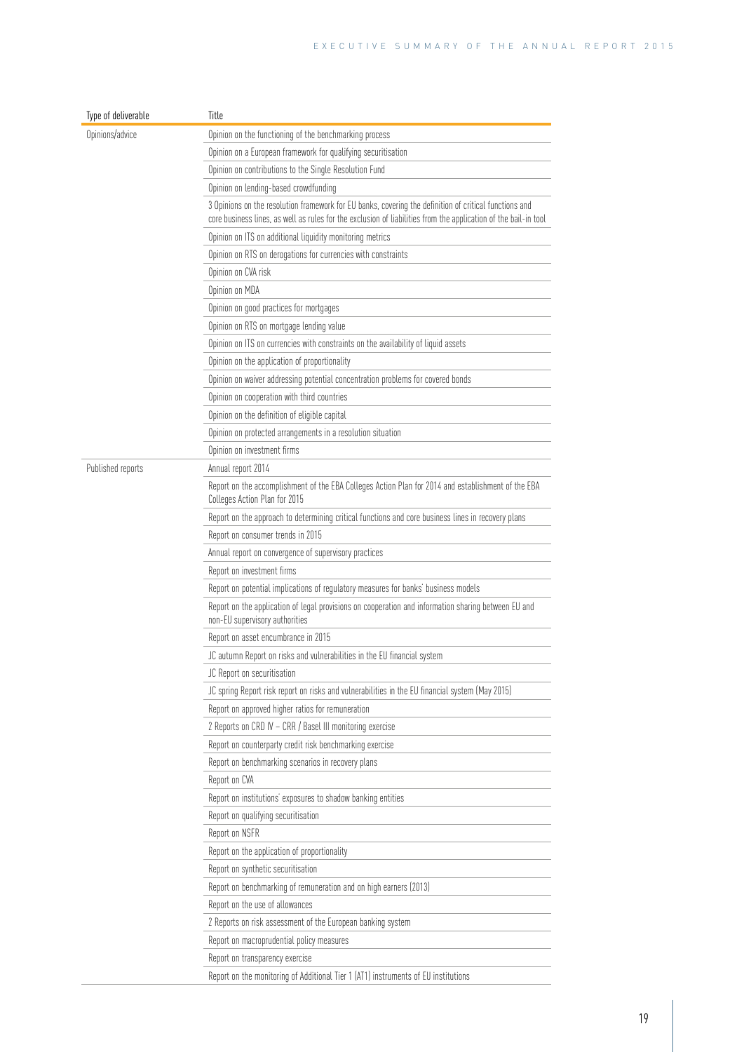| Type of deliverable | Title |
|---|---|
| Opinions/advice | Opinion on the functioning of the benchmarking process |
| | Opinion on a European framework for qualifying securitisation |
| | Opinion on contributions to the Single Resolution Fund |
| | Opinion on lending-based crowdfunding |
| | 3 Opinions on the resolution framework for EU banks, covering the definition of critical functions and core business lines, as well as rules for the exclusion of liabilities from the application of the bail-in tool |
| | Opinion on ITS on additional liquidity monitoring metrics |
| | Opinion on RTS on derogations for currencies with constraints |
| | Opinion on CVA risk |
| | Opinion on MDA |
| | Opinion on good practices for mortgages |
| | Opinion on RTS on mortgage lending value |
| | Opinion on ITS on currencies with constraints on the availability of liquid assets |
| | Opinion on the application of proportionality |
| | Opinion on waiver addressing potential concentration problems for covered bonds |
| | Opinion on cooperation with third countries |
| | Opinion on the definition of eligible capital |
| | Opinion on protected arrangements in a resolution situation |
| | Opinion on investment firms |
| Published reports | Annual report 2014 |
| | Report on the accomplishment of the EBA Colleges Action Plan for 2014 and establishment of the EBA Colleges Action Plan for 2015 |
| | Report on the approach to determining critical functions and core business lines in recovery plans |
| | Report on consumer trends in 2015 |
| | Annual report on convergence of supervisory practices |
| | Report on investment firms |
| | Report on potential implications of regulatory measures for banks' business models |
| | Report on the application of legal provisions on cooperation and information sharing between EU and non-EU supervisory authorities |
| | Report on asset encumbrance in 2015 |
| | JC autumn Report on risks and vulnerabilities in the EU financial system |
| | JC Report on securitisation |
| | JC spring Report risk report on risks and vulnerabilities in the EU financial system (May 2015) |
| | Report on approved higher ratios for remuneration |
| | 2 Reports on CRD IV – CRR / Basel III monitoring exercise |
| | Report on counterparty credit risk benchmarking exercise |
| | Report on benchmarking scenarios in recovery plans |
| | Report on CVA |
| | Report on institutions' exposures to shadow banking entities |
| | Report on qualifying securitisation |
| | Report on NSFR |
| | Report on the application of proportionality |
| | Report on synthetic securitisation |
| | Report on benchmarking of remuneration and on high earners (2013) |
| | Report on the use of allowances |
| | 2 Reports on risk assessment of the European banking system |
| | Report on macroprudential policy measures |
| | Report on transparency exercise |
| | Report on the monitoring of Additional Tier 1 (AT1) instruments of EU institutions |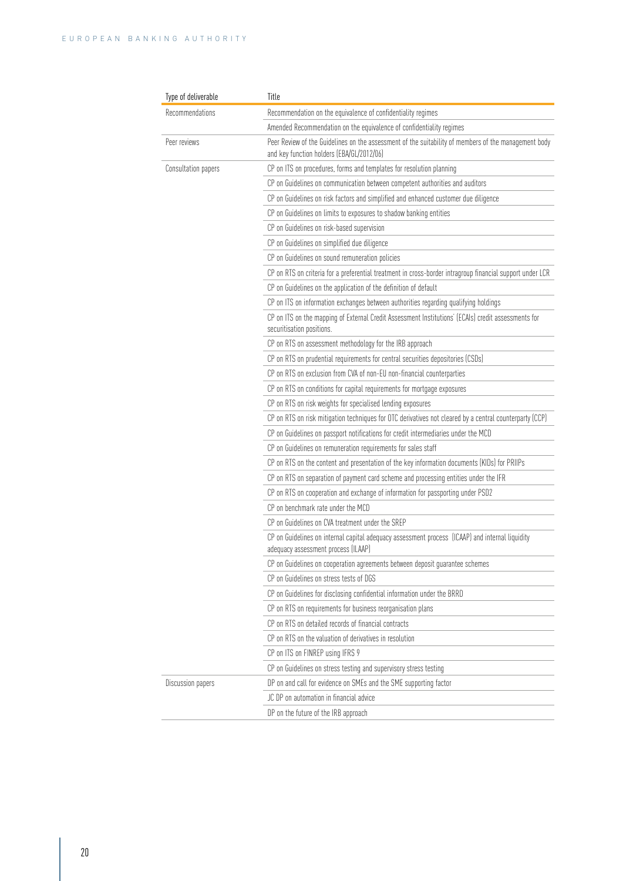| Type of deliverable | Title |
|---|---|
| Recommendations | Recommendation on the equivalence of confidentiality regimes |
| | Amended Recommendation on the equivalence of confidentiality regimes |
| Peer reviews | Peer Review of the Guidelines on the assessment of the suitability of members of the management body and key function holders (EBA/GL/2012/06) |
| Consultation papers | CP on ITS on procedures, forms and templates for resolution planning |
| | CP on Guidelines on communication between competent authorities and auditors |
| | CP on Guidelines on risk factors and simplified and enhanced customer due diligence |
| | CP on Guidelines on limits to exposures to shadow banking entities |
| | CP on Guidelines on risk-based supervision |
| | CP on Guidelines on simplified due diligence |
| | CP on Guidelines on sound remuneration policies |
| | CP on RTS on criteria for a preferential treatment in cross-border intragroup financial support under LCR |
| | CP on Guidelines on the application of the definition of default |
| | CP on ITS on information exchanges between authorities regarding qualifying holdings |
| | CP on ITS on the mapping of External Credit Assessment Institutions' (ECAIs) credit assessments for securitisation positions. |
| | CP on RTS on assessment methodology for the IRB approach |
| | CP on RTS on prudential requirements for central securities depositories (CSDs) |
| | CP on RTS on exclusion from CVA of non-EU non-financial counterparties |
| | CP on RTS on conditions for capital requirements for mortgage exposures |
| | CP on RTS on risk weights for specialised lending exposures |
| | CP on RTS on risk mitigation techniques for OTC derivatives not cleared by a central counterparty (CCP) |
| | CP on Guidelines on passport notifications for credit intermediaries under the MCD |
| | CP on Guidelines on remuneration requirements for sales staff |
| | CP on RTS on the content and presentation of the key information documents (KIDs) for PRIIPs |
| | CP on RTS on separation of payment card scheme and processing entities under the IFR |
| | CP on RTS on cooperation and exchange of information for passporting under PSD2 |
| | CP on benchmark rate under the MCD |
| | CP on Guidelines on CVA treatment under the SREP |
| | CP on Guidelines on internal capital adequacy assessment process (ICAAP) and internal liquidity adequacy assessment process (ILAAP) |
| | CP on Guidelines on cooperation agreements between deposit guarantee schemes |
| | CP on Guidelines on stress tests of DGS |
| | CP on Guidelines for disclosing confidential information under the BRRD |
| | CP on RTS on requirements for business reorganisation plans |
| | CP on RTS on detailed records of financial contracts |
| | CP on RTS on the valuation of derivatives in resolution |
| | CP on ITS on FINREP using IFRS 9 |
| | CP on Guidelines on stress testing and supervisory stress testing |
| Discussion papers | DP on and call for evidence on SMEs and the SME supporting factor |
| | JC DP on automation in financial advice |
| | DP on the future of the IRB approach |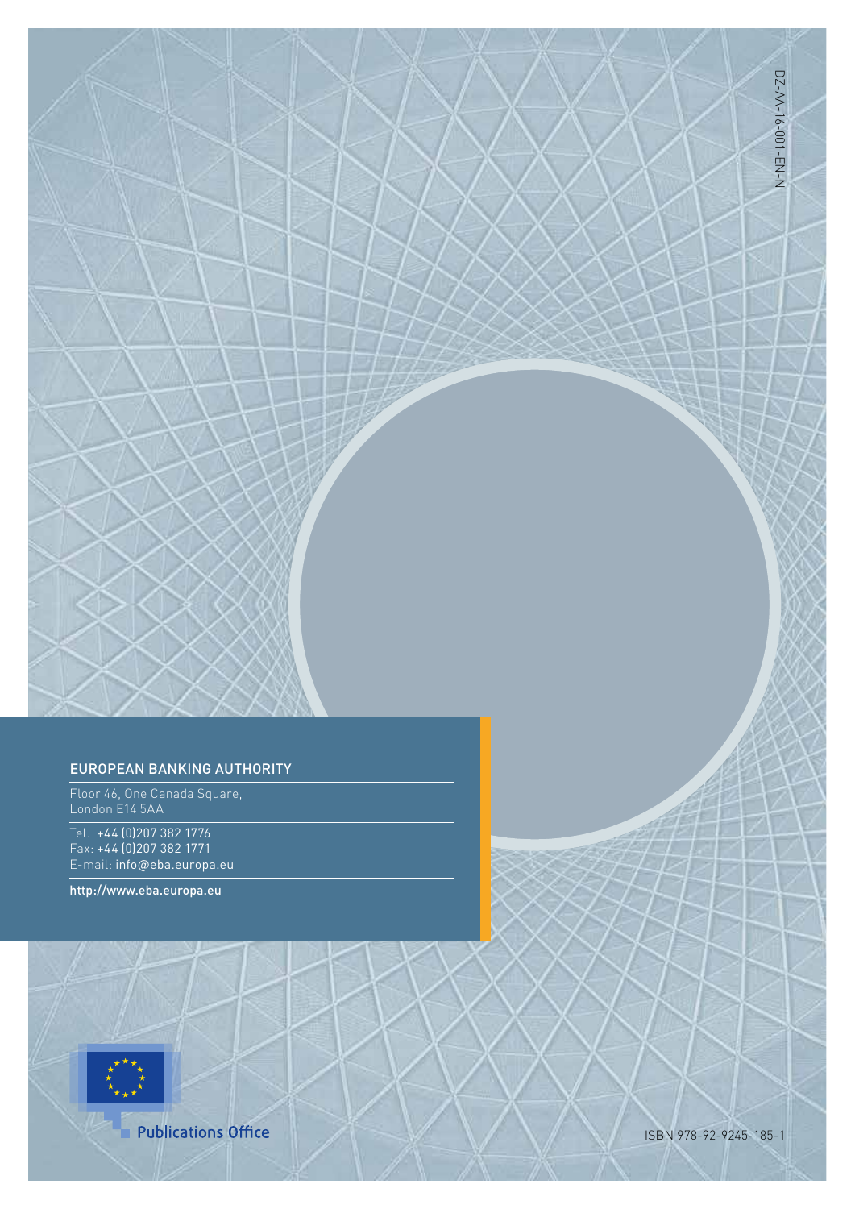DZ-AA-16-001-EN-N

EUROPEAN BANKING AUTHORITY

Floor 46, One Canada Square,
London E14 5AA

Tel. +44 (0)207 382 1776
Fax: +44 (0)207 382 1771
E-mail: info@eba.europa.eu

http://www.eba.europa.eu

Publications Office

ISBN 978-92-9245-185-1